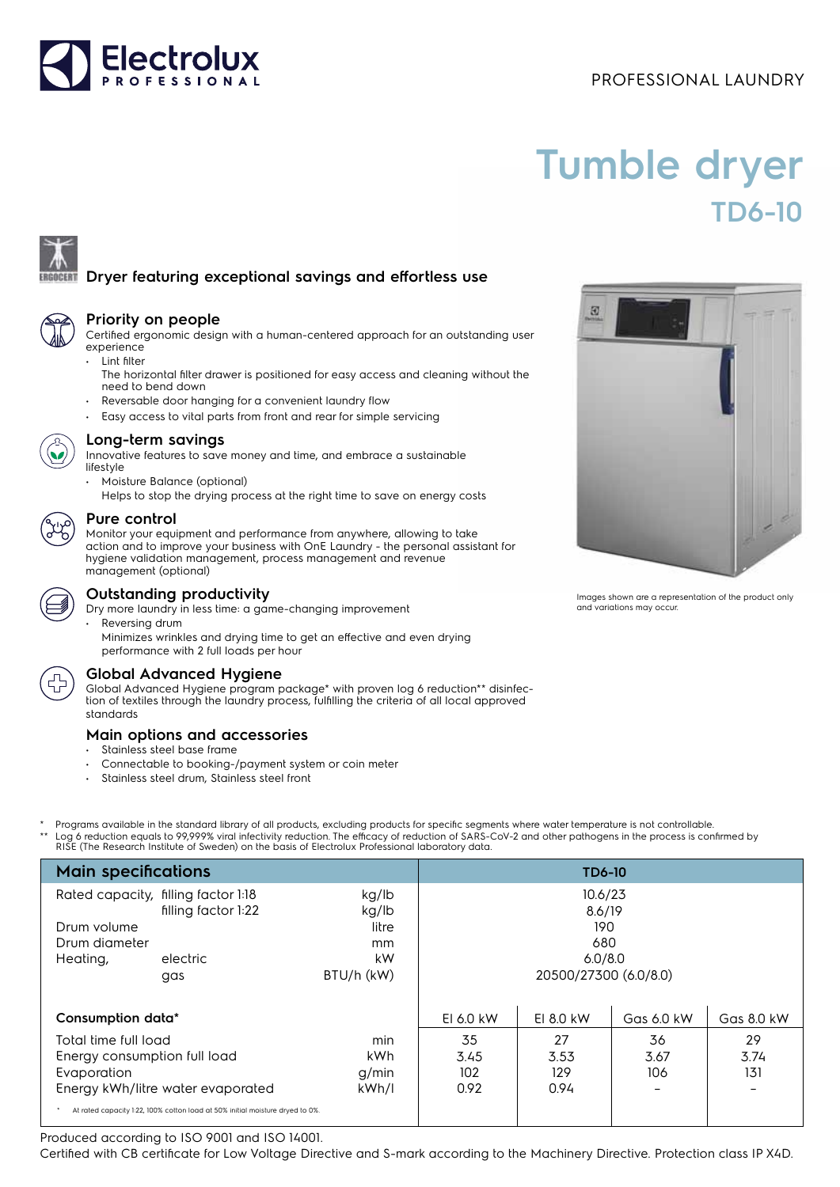Electrolux PROFESSIONAL

PROFESSIONAL LAUNDRY

# Tumble dryer
## TD6-10

### Dryer featuring exceptional savings and effortless use

### Priority on people

Certified ergonomic design with a human-centered approach for an outstanding user experience

- Lint filter
  The horizontal filter drawer is positioned for easy access and cleaning without the need to bend down
- Reversable door hanging for a convenient laundry flow
- Easy access to vital parts from front and rear for simple servicing

### Long-term savings

Innovative features to save money and time, and embrace a sustainable lifestyle

- Moisture Balance (optional)
  Helps to stop the drying process at the right time to save on energy costs

### Pure control

Monitor your equipment and performance from anywhere, allowing to take action and to improve your business with OnE Laundry - the personal assistant for hygiene validation management, process management and revenue management (optional)

### Outstanding productivity

Dry more laundry in less time: a game-changing improvement

- Reversing drum
  Minimizes wrinkles and drying time to get an effective and even drying performance with 2 full loads per hour

### Global Advanced Hygiene

Global Advanced Hygiene program package* with proven log 6 reduction** disinfection of textiles through the laundry process, fulfilling the criteria of all local approved standards

### Main options and accessories

- Stainless steel base frame
- Connectable to booking-/payment system or coin meter
- Stainless steel drum, Stainless steel front

Images shown are a representation of the product only and variations may occur.

\* Programs available in the standard library of all products, excluding products for specific segments where water temperature is not controllable.
\*\* Log 6 reduction equals to 99,999% viral infectivity reduction. The efficacy of reduction of SARS-CoV-2 and other pathogens in the process is confirmed by RISE (The Research Institute of Sweden) on the basis of Electrolux Professional laboratory data.

| Main specifications | | | TD6-10 | | | |
|---|---|---|---|---|---|---|
| Rated capacity, | filling factor 1:18 | kg/lb | 10.6/23 | | | |
| | filling factor 1:22 | kg/lb | 8.6/19 | | | |
| Drum volume | | litre | 190 | | | |
| Drum diameter | | mm | 680 | | | |
| Heating, | electric | kW | 6.0/8.0 | | | |
| | gas | BTU/h (kW) | 20500/27300 (6.0/8.0) | | | |
| **Consumption data*** | | | El 6.0 kW | El 8.0 kW | Gas 6.0 kW | Gas 8.0 kW |
| Total time full load | | min | 35 | 27 | 36 | 29 |
| Energy consumption full load | | kWh | 3.45 | 3.53 | 3.67 | 3.74 |
| Evaporation | | g/min | 102 | 129 | 106 | 131 |
| Energy kWh/litre water evaporated | | kWh/l | 0.92 | 0.94 | – | – |

\* At rated capacity 1:22, 100% cotton load at 50% initial moisture dryed to 0%.

Produced according to ISO 9001 and ISO 14001.

Certified with CB certificate for Low Voltage Directive and S-mark according to the Machinery Directive. Protection class IP X4D.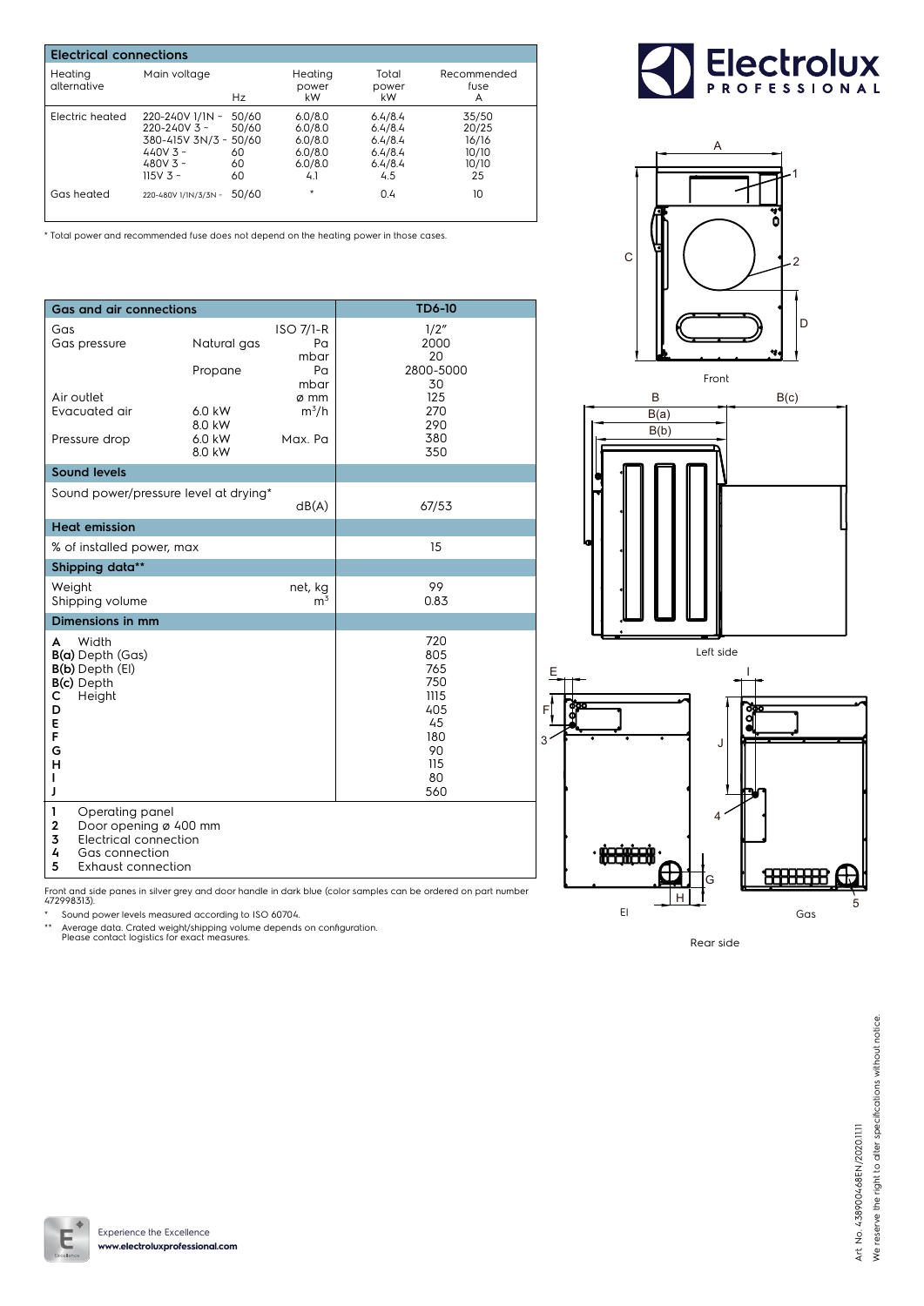## Electrical connections

| Heating alternative | Main voltage | Hz | Heating power kW | Total power kW | Recommended fuse A |
|---|---|---|---|---|---|
| Electric heated | 220-240V 1/1N ~ | 50/60 | 6.0/8.0 | 6.4/8.4 | 35/50 |
| | 220-240V 3 ~ | 50/60 | 6.0/8.0 | 6.4/8.4 | 20/25 |
| | 380-415V 3N/3 ~ | 50/60 | 6.0/8.0 | 6.4/8.4 | 16/16 |
| | 440V 3 ~ | 60 | 6.0/8.0 | 6.4/8.4 | 10/10 |
| | 480V 3 ~ | 60 | 6.0/8.0 | 6.4/8.4 | 10/10 |
| | 115V 3 ~ | 60 | 4.1 | 4.5 | 25 |
| Gas heated | 220-480V 1/1N/3/3N ~ | 50/60 | * | 0.4 | 10 |

* Total power and recommended fuse does not depend on the heating power in those cases.

| Gas and air connections | | | TD6-10 |
|---|---|---|---|
| Gas | | ISO 7/1-R | 1/2" |
| Gas pressure | Natural gas | Pa | 2000 |
| | | mbar | 20 |
| | Propane | Pa | 2800-5000 |
| | | mbar | 30 |
| Air outlet | | ø mm | 125 |
| Evacuated air | 6.0 kW | $m^3$/h | 270 |
| | 8.0 kW | | 290 |
| Pressure drop | 6.0 kW | Max. Pa | 380 |
| | 8.0 kW | | 350 |
| **Sound levels** | | | |
| Sound power/pressure level at drying* | | dB(A) | 67/53 |
| **Heat emission** | | | |
| % of installed power, max | | | 15 |
| **Shipping data**** | | | |
| Weight | | net, kg | 99 |
| Shipping volume | | $m^3$ | 0.83 |
| **Dimensions in mm** | | | |
| **A** Width | | | 720 |
| **B(a)** Depth (Gas) | | | 805 |
| **B(b)** Depth (El) | | | 765 |
| **B(c)** Depth | | | 750 |
| **C** Height | | | 1115 |
| **D** | | | 405 |
| **E** | | | 45 |
| **F** | | | 180 |
| **G** | | | 90 |
| **H** | | | 115 |
| **I** | | | 80 |
| **J** | | | 560 |

1. Operating panel
2. Door opening ø 400 mm
3. Electrical connection
4. Gas connection
5. Exhaust connection

Front and side panes in silver grey and door handle in dark blue (color samples can be ordered on part number 472998313).

\* Sound power levels measured according to ISO 60704.

\*\* Average data. Crated weight/shipping volume depends on configuration. Please contact logistics for exact measures.

A
1
2
C
D
Front
B
B(a)
B(b)
B(c)
Left side
E
F
3
I
J
4
G
H
5
El
Gas
Rear side

Experience the Excellence
**www.electroluxprofessional.com**

Art. No. 438900468EN/20201111
We reserve the right to alter specifications without notice.